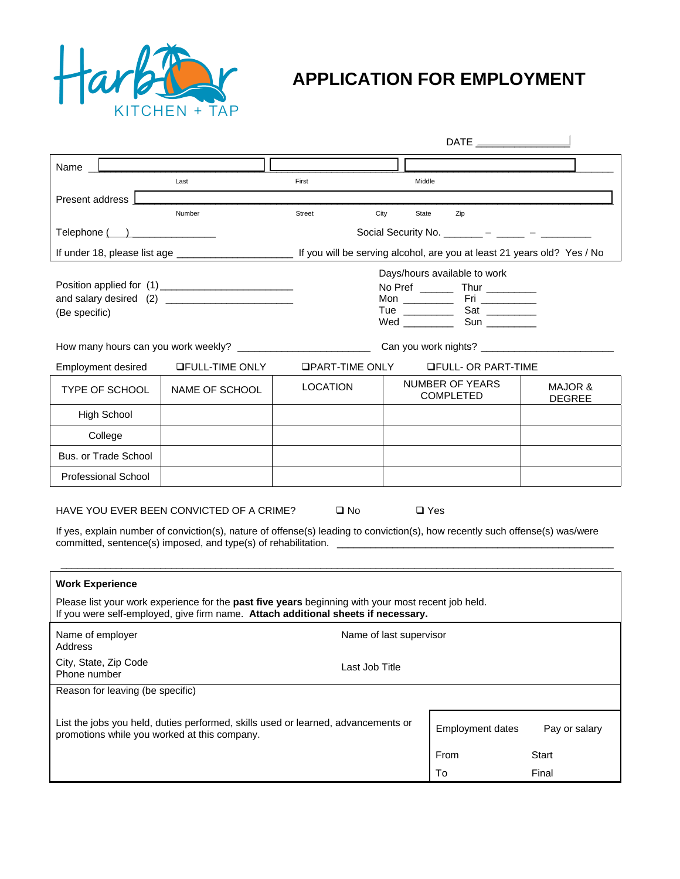Harbor KITCHEN + TAP

# APPLICATION FOR EMPLOYMENT

DATE ________________

Name ____________________ ____________________ ____________________
Last First Middle

Present address ______________________________________________________
Number Street City State Zip

Telephone (___) ________________ Social Security No. _______ – _____ – _________

If under 18, please list age ____________________ If you will be serving alcohol, are you at least 21 years old? Yes / No

Position applied for (1) ______________________
and salary desired (2) ______________________
(Be specific)

Days/hours available to work
No Pref ______ Thur _________
Mon _________ Fri _________
Tue _________ Sat _________
Wed _________ Sun _________

How many hours can you work weekly? ______________________ Can you work nights? ______________________

Employment desired ❑FULL-TIME ONLY ❑PART-TIME ONLY ❑FULL- OR PART-TIME

| TYPE OF SCHOOL | NAME OF SCHOOL | LOCATION | NUMBER OF YEARS COMPLETED | MAJOR & DEGREE |
|---|---|---|---|---|
| High School | | | | |
| College | | | | |
| Bus. or Trade School | | | | |
| Professional School | | | | |

HAVE YOU EVER BEEN CONVICTED OF A CRIME? ❑ No ❑ Yes

If yes, explain number of conviction(s), nature of offense(s) leading to conviction(s), how recently such offense(s) was/were committed, sentence(s) imposed, and type(s) of rehabilitation. ______________________________________________

______________________________________________________________________________

**Work Experience**

Please list your work experience for the **past five years** beginning with your most recent job held.
If you were self-employed, give firm name. **Attach additional sheets if necessary.**

Name of employer
Address
City, State, Zip Code
Phone number

Name of last supervisor

Last Job Title

Reason for leaving (be specific)

List the jobs you held, duties performed, skills used or learned, advancements or promotions while you worked at this company.

| Employment dates | Pay or salary |
|---|---|
| From | Start |
| To | Final |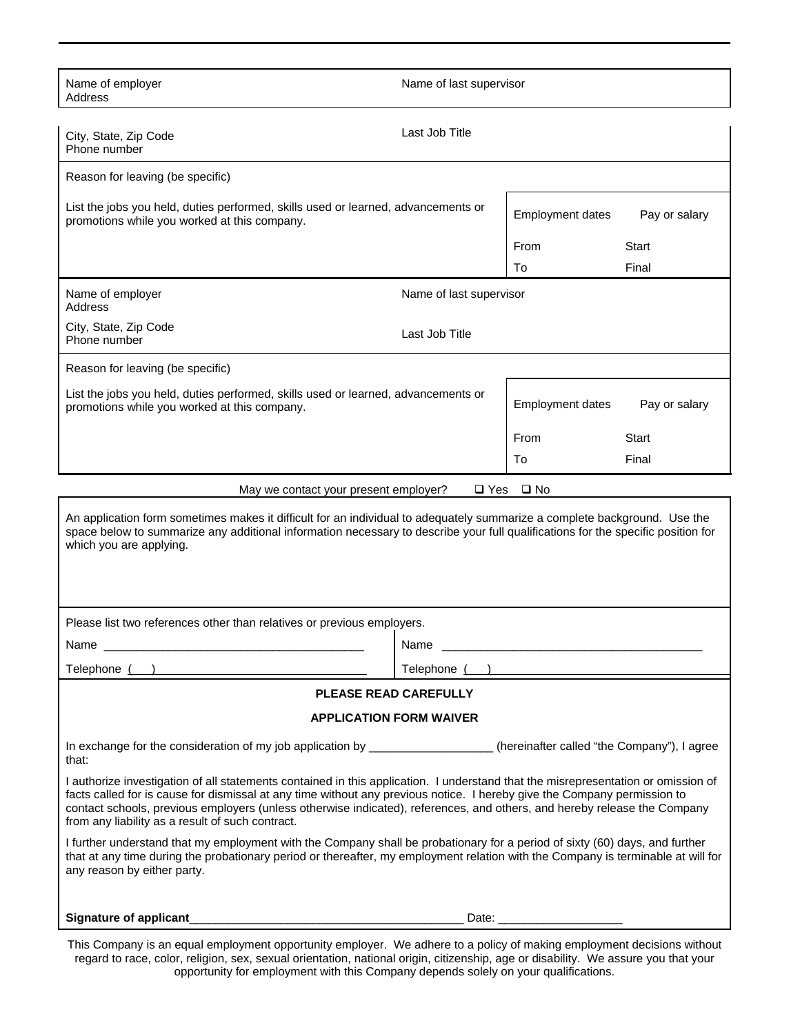| | | | |
|---|---|---|---|
| Name of employer<br>Address | Name of last supervisor | | |
| City, State, Zip Code<br>Phone number | Last Job Title | | |
| Reason for leaving (be specific) | | | |
| List the jobs you held, duties performed, skills used or learned, advancements or promotions while you worked at this company. | | Employment dates | Pay or salary |
| | | From | Start |
| | | To | Final |

| | | | |
|---|---|---|---|
| Name of employer<br>Address | Name of last supervisor | | |
| City, State, Zip Code<br>Phone number | Last Job Title | | |
| Reason for leaving (be specific) | | | |
| List the jobs you held, duties performed, skills used or learned, advancements or promotions while you worked at this company. | | Employment dates | Pay or salary |
| | | From | Start |
| | | To | Final |

May we contact your present employer? ❑ Yes ❑ No

An application form sometimes makes it difficult for an individual to adequately summarize a complete background. Use the space below to summarize any additional information necessary to describe your full qualifications for the specific position for which you are applying.

Please list two references other than relatives or previous employers.

| | |
|---|---|
| Name ________________________________________ | Name ________________________________________ |
| Telephone ( ) | Telephone ( ) |

**PLEASE READ CAREFULLY**

**APPLICATION FORM WAIVER**

In exchange for the consideration of my job application by __________________ (hereinafter called "the Company"), I agree that:

I authorize investigation of all statements contained in this application. I understand that the misrepresentation or omission of facts called for is cause for dismissal at any time without any previous notice. I hereby give the Company permission to contact schools, previous employers (unless otherwise indicated), references, and others, and hereby release the Company from any liability as a result of such contract.

I further understand that my employment with the Company shall be probationary for a period of sixty (60) days, and further that at any time during the probationary period or thereafter, my employment relation with the Company is terminable at will for any reason by either party.

**Signature of applicant**________________________________________ Date: __________________

This Company is an equal employment opportunity employer. We adhere to a policy of making employment decisions without regard to race, color, religion, sex, sexual orientation, national origin, citizenship, age or disability. We assure you that your opportunity for employment with this Company depends solely on your qualifications.